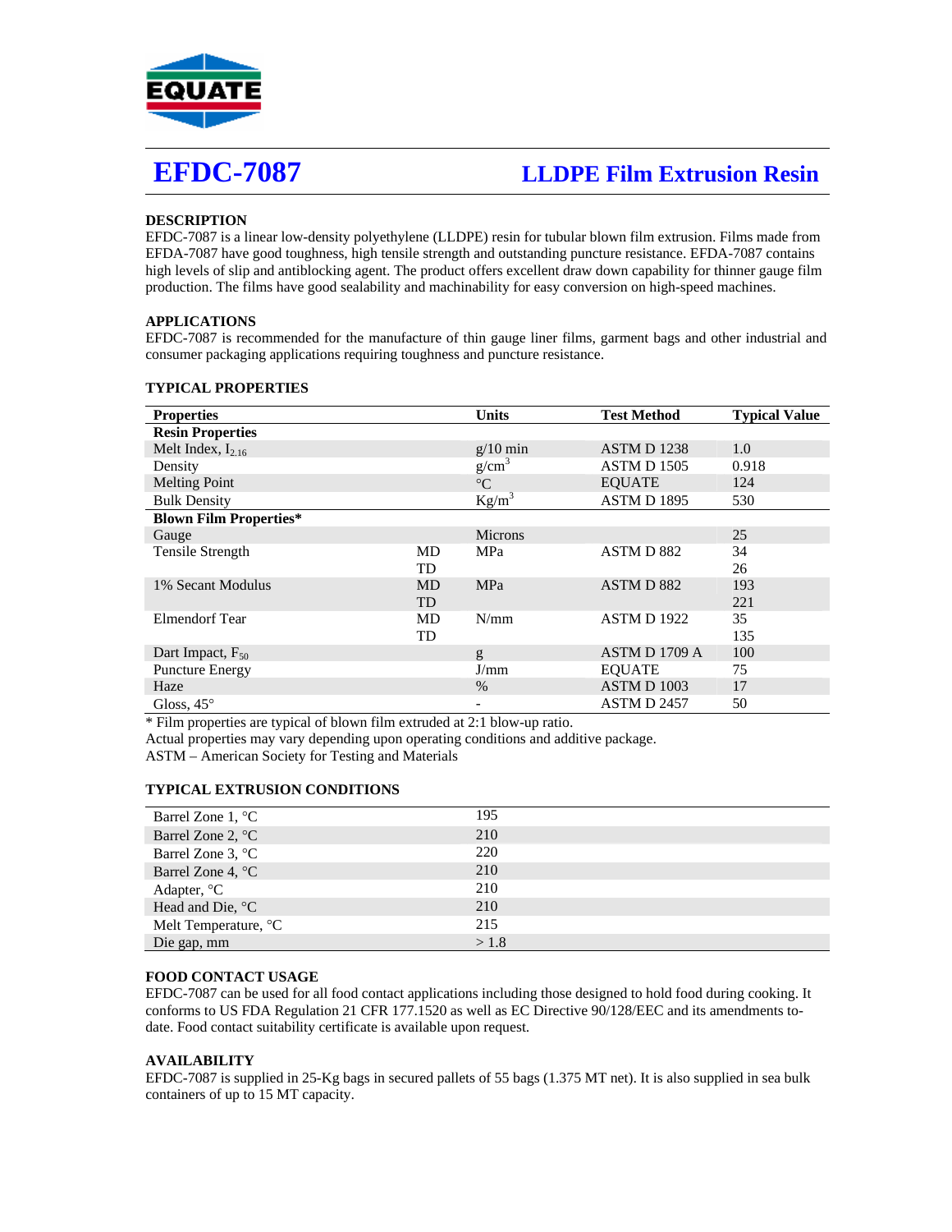EQUATE

# EFDC-7087

## LLDPE Film Extrusion Resin

### DESCRIPTION

EFDC-7087 is a linear low-density polyethylene (LLDPE) resin for tubular blown film extrusion. Films made from EFDA-7087 have good toughness, high tensile strength and outstanding puncture resistance. EFDA-7087 contains high levels of slip and antiblocking agent. The product offers excellent draw down capability for thinner gauge film production. The films have good sealability and machinability for easy conversion on high-speed machines.

### APPLICATIONS

EFDC-7087 is recommended for the manufacture of thin gauge liner films, garment bags and other industrial and consumer packaging applications requiring toughness and puncture resistance.

### TYPICAL PROPERTIES

| Properties | | Units | Test Method | Typical Value |
|---|---|---|---|---|
| **Resin Properties** | | | | |
| Melt Index, $I_{2.16}$ | | g/10 min | ASTM D 1238 | 1.0 |
| Density | | g/cm$^3$ | ASTM D 1505 | 0.918 |
| Melting Point | | °C | EQUATE | 124 |
| Bulk Density | | Kg/m$^3$ | ASTM D 1895 | 530 |
| **Blown Film Properties*** | | | | |
| Gauge | | Microns | | 25 |
| Tensile Strength | MD | MPa | ASTM D 882 | 34 |
| | TD | | | 26 |
| 1% Secant Modulus | MD | MPa | ASTM D 882 | 193 |
| | TD | | | 221 |
| Elmendorf Tear | MD | N/mm | ASTM D 1922 | 35 |
| | TD | | | 135 |
| Dart Impact, $F_{50}$ | | g | ASTM D 1709 A | 100 |
| Puncture Energy | | J/mm | EQUATE | 75 |
| Haze | | % | ASTM D 1003 | 17 |
| Gloss, 45° | | - | ASTM D 2457 | 50 |

* Film properties are typical of blown film extruded at 2:1 blow-up ratio.
Actual properties may vary depending upon operating conditions and additive package.
ASTM – American Society for Testing and Materials

### TYPICAL EXTRUSION CONDITIONS

| | |
|---|---|
| Barrel Zone 1, °C | 195 |
| Barrel Zone 2, °C | 210 |
| Barrel Zone 3, °C | 220 |
| Barrel Zone 4, °C | 210 |
| Adapter, °C | 210 |
| Head and Die, °C | 210 |
| Melt Temperature, °C | 215 |
| Die gap, mm | > 1.8 |

### FOOD CONTACT USAGE

EFDC-7087 can be used for all food contact applications including those designed to hold food during cooking. It conforms to US FDA Regulation 21 CFR 177.1520 as well as EC Directive 90/128/EEC and its amendments to-date. Food contact suitability certificate is available upon request.

### AVAILABILITY

EFDC-7087 is supplied in 25-Kg bags in secured pallets of 55 bags (1.375 MT net). It is also supplied in sea bulk containers of up to 15 MT capacity.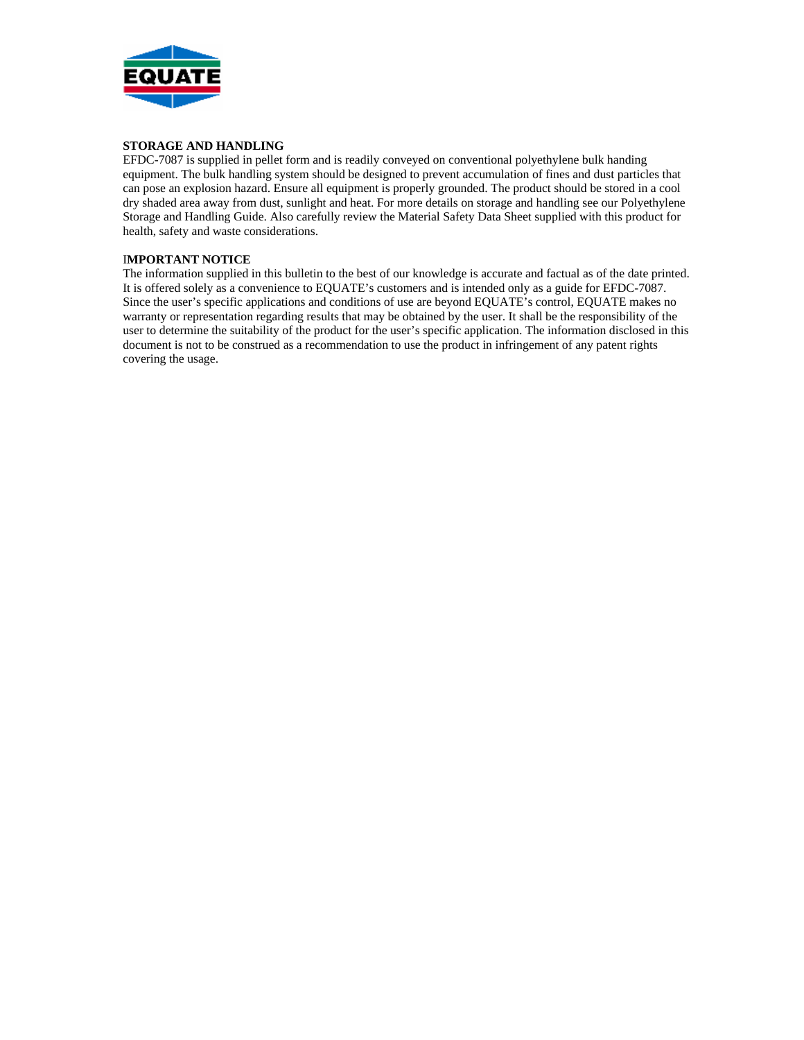**STORAGE AND HANDLING**
EFDC-7087 is supplied in pellet form and is readily conveyed on conventional polyethylene bulk handing equipment. The bulk handling system should be designed to prevent accumulation of fines and dust particles that can pose an explosion hazard. Ensure all equipment is properly grounded. The product should be stored in a cool dry shaded area away from dust, sunlight and heat. For more details on storage and handling see our Polyethylene Storage and Handling Guide. Also carefully review the Material Safety Data Sheet supplied with this product for health, safety and waste considerations.

**IMPORTANT NOTICE**
The information supplied in this bulletin to the best of our knowledge is accurate and factual as of the date printed. It is offered solely as a convenience to EQUATE's customers and is intended only as a guide for EFDC-7087. Since the user's specific applications and conditions of use are beyond EQUATE's control, EQUATE makes no warranty or representation regarding results that may be obtained by the user. It shall be the responsibility of the user to determine the suitability of the product for the user's specific application. The information disclosed in this document is not to be construed as a recommendation to use the product in infringement of any patent rights covering the usage.